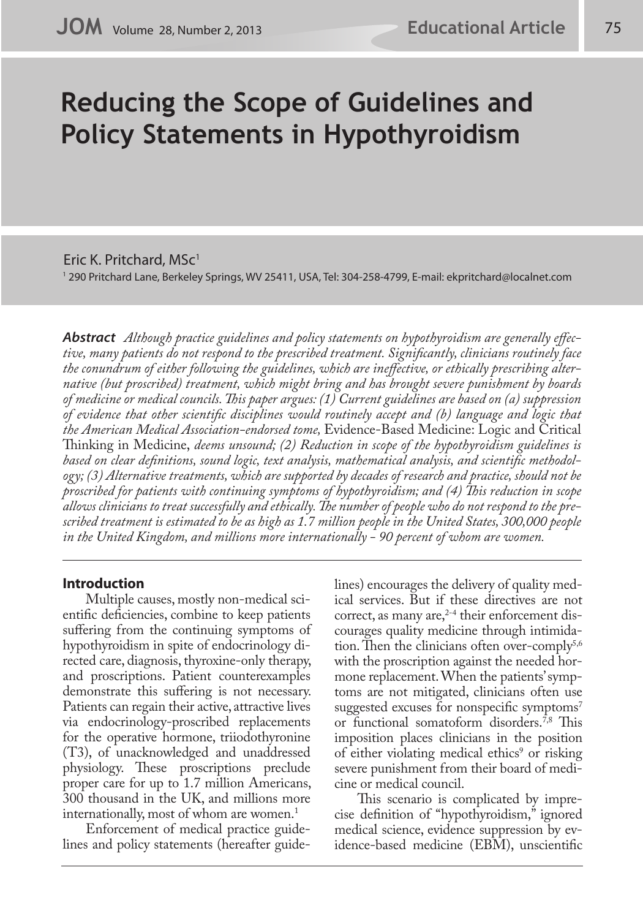# Reducing the Scope of Guidelines and Policy Statements in Hypothyroidism

Eric K. Pritchard, MSc[1]

[1] 290 Pritchard Lane, Berkeley Springs, WV 25411, USA, Tel: 304-258-4799, E-mail: ekpritchard@localnet.com

***Abstract*** *Although practice guidelines and policy statements on hypothyroidism are generally effective, many patients do not respond to the prescribed treatment. Significantly, clinicians routinely face the conundrum of either following the guidelines, which are ineffective, or ethically prescribing alternative (but proscribed) treatment, which might bring and has brought severe punishment by boards of medicine or medical councils. This paper argues: (1) Current guidelines are based on (a) suppression of evidence that other scientific disciplines would routinely accept and (b) language and logic that the American Medical Association–endorsed tome,* Evidence-Based Medicine: Logic and Critical Thinking in Medicine, *deems unsound; (2) Reduction in scope of the hypothyroidism guidelines is based on clear definitions, sound logic, text analysis, mathematical analysis, and scientific methodology; (3) Alternative treatments, which are supported by decades of research and practice, should not be proscribed for patients with continuing symptoms of hypothyroidism; and (4) This reduction in scope allows clinicians to treat successfully and ethically. The number of people who do not respond to the prescribed treatment is estimated to be as high as 1.7 million people in the United States, 300,000 people in the United Kingdom, and millions more internationally - 90 percent of whom are women.*

## Introduction

Multiple causes, mostly non-medical scientific deficiencies, combine to keep patients suffering from the continuing symptoms of hypothyroidism in spite of endocrinology directed care, diagnosis, thyroxine-only therapy, and proscriptions. Patient counterexamples demonstrate this suffering is not necessary. Patients can regain their active, attractive lives via endocrinology-proscribed replacements for the operative hormone, triiodothyronine (T3), of unacknowledged and unaddressed physiology. These proscriptions preclude proper care for up to 1.7 million Americans, 300 thousand in the UK, and millions more internationally, most of whom are women.[1]

Enforcement of medical practice guidelines and policy statements (hereafter guidelines) encourages the delivery of quality medical services. But if these directives are not correct, as many are,[2-4] their enforcement discourages quality medicine through intimidation. Then the clinicians often over-comply[5,6] with the proscription against the needed hormone replacement. When the patients' symptoms are not mitigated, clinicians often use suggested excuses for nonspecific symptoms[7] or functional somatoform disorders.[7,8] This imposition places clinicians in the position of either violating medical ethics[9] or risking severe punishment from their board of medicine or medical council.

This scenario is complicated by imprecise definition of "hypothyroidism," ignored medical science, evidence suppression by evidence-based medicine (EBM), unscientific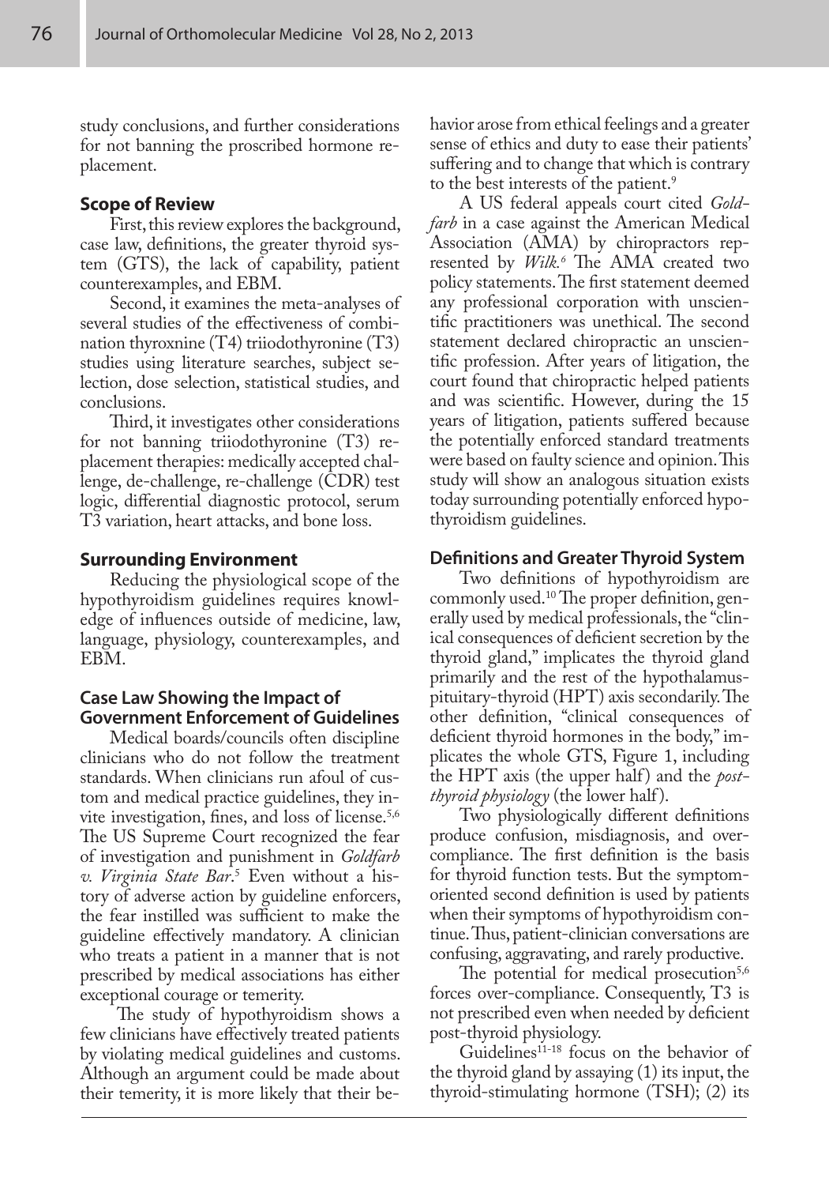study conclusions, and further considerations for not banning the proscribed hormone replacement.

## Scope of Review

First, this review explores the background, case law, definitions, the greater thyroid system (GTS), the lack of capability, patient counterexamples, and EBM.

Second, it examines the meta-analyses of several studies of the effectiveness of combination thyroxnine (T4) triiodothyronine (T3) studies using literature searches, subject selection, dose selection, statistical studies, and conclusions.

Third, it investigates other considerations for not banning triiodothyronine (T3) replacement therapies: medically accepted challenge, de-challenge, re-challenge (CDR) test logic, differential diagnostic protocol, serum T3 variation, heart attacks, and bone loss.

## Surrounding Environment

Reducing the physiological scope of the hypothyroidism guidelines requires knowledge of influences outside of medicine, law, language, physiology, counterexamples, and EBM.

## Case Law Showing the Impact of Government Enforcement of Guidelines

Medical boards/councils often discipline clinicians who do not follow the treatment standards. When clinicians run afoul of custom and medical practice guidelines, they invite investigation, fines, and loss of license.[5,6] The US Supreme Court recognized the fear of investigation and punishment in *Goldfarb v. Virginia State Bar*.[5] Even without a history of adverse action by guideline enforcers, the fear instilled was sufficient to make the guideline effectively mandatory. A clinician who treats a patient in a manner that is not prescribed by medical associations has either exceptional courage or temerity.

The study of hypothyroidism shows a few clinicians have effectively treated patients by violating medical guidelines and customs. Although an argument could be made about their temerity, it is more likely that their behavior arose from ethical feelings and a greater sense of ethics and duty to ease their patients' suffering and to change that which is contrary to the best interests of the patient.[9]

A US federal appeals court cited *Goldfarb* in a case against the American Medical Association (AMA) by chiropractors represented by *Wilk.*[6] The AMA created two policy statements. The first statement deemed any professional corporation with unscientific practitioners was unethical. The second statement declared chiropractic an unscientific profession. After years of litigation, the court found that chiropractic helped patients and was scientific. However, during the 15 years of litigation, patients suffered because the potentially enforced standard treatments were based on faulty science and opinion. This study will show an analogous situation exists today surrounding potentially enforced hypothyroidism guidelines.

## Definitions and Greater Thyroid System

Two definitions of hypothyroidism are commonly used.[10] The proper definition, generally used by medical professionals, the "clinical consequences of deficient secretion by the thyroid gland," implicates the thyroid gland primarily and the rest of the hypothalamus-pituitary-thyroid (HPT) axis secondarily. The other definition, "clinical consequences of deficient thyroid hormones in the body," implicates the whole GTS, Figure 1, including the HPT axis (the upper half) and the *post-thyroid physiology* (the lower half).

Two physiologically different definitions produce confusion, misdiagnosis, and over-compliance. The first definition is the basis for thyroid function tests. But the symptom-oriented second definition is used by patients when their symptoms of hypothyroidism continue. Thus, patient-clinician conversations are confusing, aggravating, and rarely productive.

The potential for medical prosecution[5,6] forces over-compliance. Consequently, T3 is not prescribed even when needed by deficient post-thyroid physiology.

Guidelines[11-18] focus on the behavior of the thyroid gland by assaying (1) its input, the thyroid-stimulating hormone (TSH); (2) its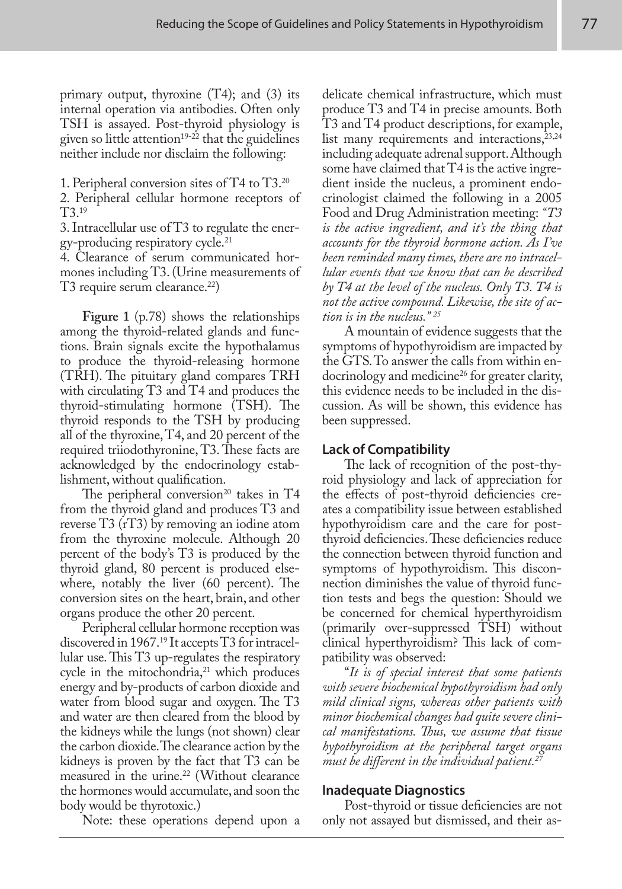primary output, thyroxine (T4); and (3) its internal operation via antibodies. Often only TSH is assayed. Post-thyroid physiology is given so little attention[19-22] that the guidelines neither include nor disclaim the following:

1. Peripheral conversion sites of T4 to T3.[20]
2. Peripheral cellular hormone receptors of T3.[19]
3. Intracellular use of T3 to regulate the energy-producing respiratory cycle.[21]
4. Clearance of serum communicated hormones including T3. (Urine measurements of T3 require serum clearance.[22])

**Figure 1** (p.78) shows the relationships among the thyroid-related glands and functions. Brain signals excite the hypothalamus to produce the thyroid-releasing hormone (TRH). The pituitary gland compares TRH with circulating T3 and T4 and produces the thyroid-stimulating hormone (TSH). The thyroid responds to the TSH by producing all of the thyroxine, T4, and 20 percent of the required triiodothyronine, T3. These facts are acknowledged by the endocrinology establishment, without qualification.

The peripheral conversion[20] takes in T4 from the thyroid gland and produces T3 and reverse T3 (rT3) by removing an iodine atom from the thyroxine molecule. Although 20 percent of the body's T3 is produced by the thyroid gland, 80 percent is produced elsewhere, notably the liver (60 percent). The conversion sites on the heart, brain, and other organs produce the other 20 percent.

Peripheral cellular hormone reception was discovered in 1967.[19] It accepts T3 for intracellular use. This T3 up-regulates the respiratory cycle in the mitochondria,[21] which produces energy and by-products of carbon dioxide and water from blood sugar and oxygen. The T3 and water are then cleared from the blood by the kidneys while the lungs (not shown) clear the carbon dioxide. The clearance action by the kidneys is proven by the fact that T3 can be measured in the urine.[22] (Without clearance the hormones would accumulate, and soon the body would be thyrotoxic.)

Note: these operations depend upon a delicate chemical infrastructure, which must produce T3 and T4 in precise amounts. Both T3 and T4 product descriptions, for example, list many requirements and interactions,[23,24] including adequate adrenal support. Although some have claimed that T4 is the active ingredient inside the nucleus, a prominent endocrinologist claimed the following in a 2005 Food and Drug Administration meeting: *"T3 is the active ingredient, and it's the thing that accounts for the thyroid hormone action. As I've been reminded many times, there are no intracellular events that we know that can be described by T4 at the level of the nucleus. Only T3. T4 is not the active compound. Likewise, the site of action is in the nucleus."* [25]

A mountain of evidence suggests that the symptoms of hypothyroidism are impacted by the GTS. To answer the calls from within endocrinology and medicine[26] for greater clarity, this evidence needs to be included in the discussion. As will be shown, this evidence has been suppressed.

## Lack of Compatibility

The lack of recognition of the post-thyroid physiology and lack of appreciation for the effects of post-thyroid deficiencies creates a compatibility issue between established hypothyroidism care and the care for post-thyroid deficiencies. These deficiencies reduce the connection between thyroid function and symptoms of hypothyroidism. This disconnection diminishes the value of thyroid function tests and begs the question: Should we be concerned for chemical hyperthyroidism (primarily over-suppressed TSH) without clinical hyperthyroidism? This lack of compatibility was observed:

"*It is of special interest that some patients with severe biochemical hypothyroidism had only mild clinical signs, whereas other patients with minor biochemical changes had quite severe clinical manifestations. Thus, we assume that tissue hypothyroidism at the peripheral target organs must be different in the individual patient.*[27]

## Inadequate Diagnostics

Post-thyroid or tissue deficiencies are not only not assayed but dismissed, and their as-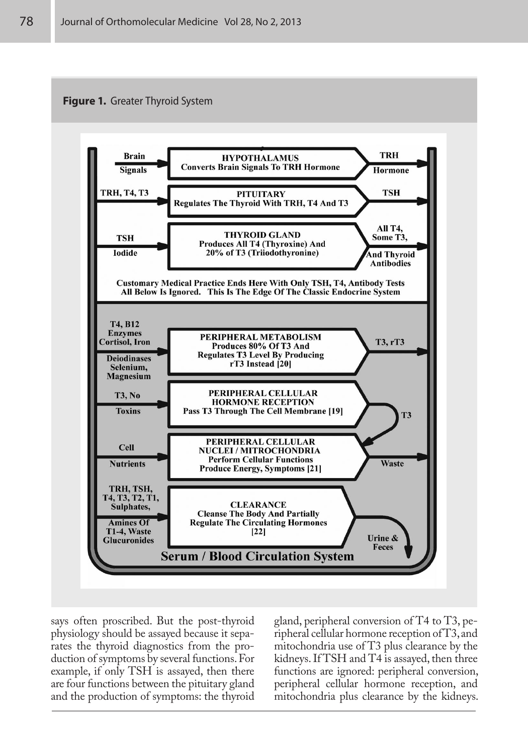**Figure 1.** Greater Thyroid System

| Inputs | Function | Outputs |
|---|---|---|
| Brain Signals | **HYPOTHALAMUS** Converts Brain Signals To TRH Hormone | TRH Hormone |
| TRH, T4, T3 | **PITUITARY** Regulates The Thyroid With TRH, T4 And T3 | TSH |
| TSH, Iodide | **THYROID GLAND** Produces All T4 (Thyroxine) And 20% of T3 (Triiodothyronine) | All T4, Some T3, And Thyroid Antibodies |

**Customary Medical Practice Ends Here With Only TSH, T4, Antibody Tests All Below Is Ignored. This Is The Edge Of The Classic Endocrine System**

| Inputs | Function | Outputs |
|---|---|---|
| T4, B12, Enzymes, Cortisol, Iron, Deiodinases, Selenium, Magnesium | **PERIPHERAL METABOLISM** Produces 80% Of T3 And Regulates T3 Level By Producing rT3 Instead [20] | T3, rT3 |
| T3, No Toxins | **PERIPHERAL CELLULAR HORMONE RECEPTION** Pass T3 Through The Cell Membrane [19] | T3 |
| Cell Nutrients | **PERIPHERAL CELLULAR NUCLEI / MITOCHONDRIA** Perform Cellular Functions Produce Energy, Symptoms [21] | Waste |
| TRH, TSH, T4, T3, T2, T1, Sulphates, Amines Of T1-4, Waste Glucuronides | **CLEARANCE** Cleanse The Body And Partially Regulate The Circulating Hormones [22] | Urine & Feces |

**Serum / Blood Circulation System**

says often proscribed. But the post-thyroid physiology should be assayed because it separates the thyroid diagnostics from the production of symptoms by several functions. For example, if only TSH is assayed, then there are four functions between the pituitary gland and the production of symptoms: the thyroid gland, peripheral conversion of T4 to T3, peripheral cellular hormone reception of T3, and mitochondria use of T3 plus clearance by the kidneys. If TSH and T4 is assayed, then three functions are ignored: peripheral conversion, peripheral cellular hormone reception, and mitochondria plus clearance by the kidneys.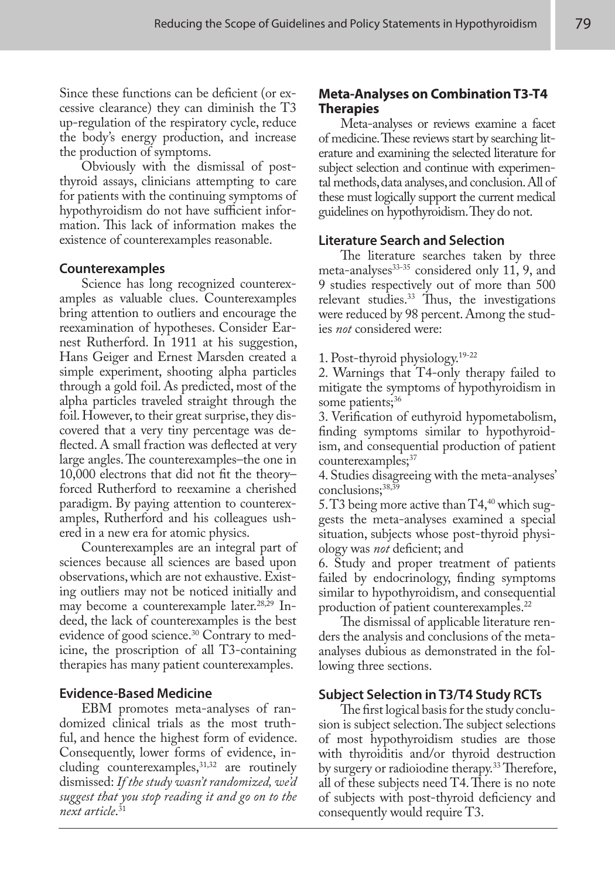Since these functions can be deficient (or excessive clearance) they can diminish the T3 up-regulation of the respiratory cycle, reduce the body's energy production, and increase the production of symptoms.

Obviously with the dismissal of post-thyroid assays, clinicians attempting to care for patients with the continuing symptoms of hypothyroidism do not have sufficient information. This lack of information makes the existence of counterexamples reasonable.

### Counterexamples

Science has long recognized counterexamples as valuable clues. Counterexamples bring attention to outliers and encourage the reexamination of hypotheses. Consider Earnest Rutherford. In 1911 at his suggestion, Hans Geiger and Ernest Marsden created a simple experiment, shooting alpha particles through a gold foil. As predicted, most of the alpha particles traveled straight through the foil. However, to their great surprise, they discovered that a very tiny percentage was deflected. A small fraction was deflected at very large angles. The counterexamples–the one in 10,000 electrons that did not fit the theory–forced Rutherford to reexamine a cherished paradigm. By paying attention to counterexamples, Rutherford and his colleagues ushered in a new era for atomic physics.

Counterexamples are an integral part of sciences because all sciences are based upon observations, which are not exhaustive. Existing outliers may not be noticed initially and may become a counterexample later.[28,29] Indeed, the lack of counterexamples is the best evidence of good science.[30] Contrary to medicine, the proscription of all T3-containing therapies has many patient counterexamples.

### Evidence-Based Medicine

EBM promotes meta-analyses of randomized clinical trials as the most truthful, and hence the highest form of evidence. Consequently, lower forms of evidence, including counterexamples,[31,32] are routinely dismissed: *If the study wasn't randomized, we'd suggest that you stop reading it and go on to the next article*.[31]

### Meta-Analyses on Combination T3-T4 Therapies

Meta-analyses or reviews examine a facet of medicine. These reviews start by searching literature and examining the selected literature for subject selection and continue with experimental methods, data analyses, and conclusion. All of these must logically support the current medical guidelines on hypothyroidism. They do not.

### Literature Search and Selection

The literature searches taken by three meta-analyses[33-35] considered only 11, 9, and 9 studies respectively out of more than 500 relevant studies.[33] Thus, the investigations were reduced by 98 percent. Among the studies *not* considered were:

1. Post-thyroid physiology.[19-22]
2. Warnings that T4-only therapy failed to mitigate the symptoms of hypothyroidism in some patients;[36]
3. Verification of euthyroid hypometabolism, finding symptoms similar to hypothyroidism, and consequential production of patient counterexamples;[37]
4. Studies disagreeing with the meta-analyses' conclusions;[38,39]
5. T3 being more active than T4,[40] which suggests the meta-analyses examined a special situation, subjects whose post-thyroid physiology was *not* deficient; and
6. Study and proper treatment of patients failed by endocrinology, finding symptoms similar to hypothyroidism, and consequential production of patient counterexamples.[22]

The dismissal of applicable literature renders the analysis and conclusions of the meta-analyses dubious as demonstrated in the following three sections.

### Subject Selection in T3/T4 Study RCTs

The first logical basis for the study conclusion is subject selection. The subject selections of most hypothyroidism studies are those with thyroiditis and/or thyroid destruction by surgery or radioiodine therapy.[33] Therefore, all of these subjects need T4. There is no note of subjects with post-thyroid deficiency and consequently would require T3.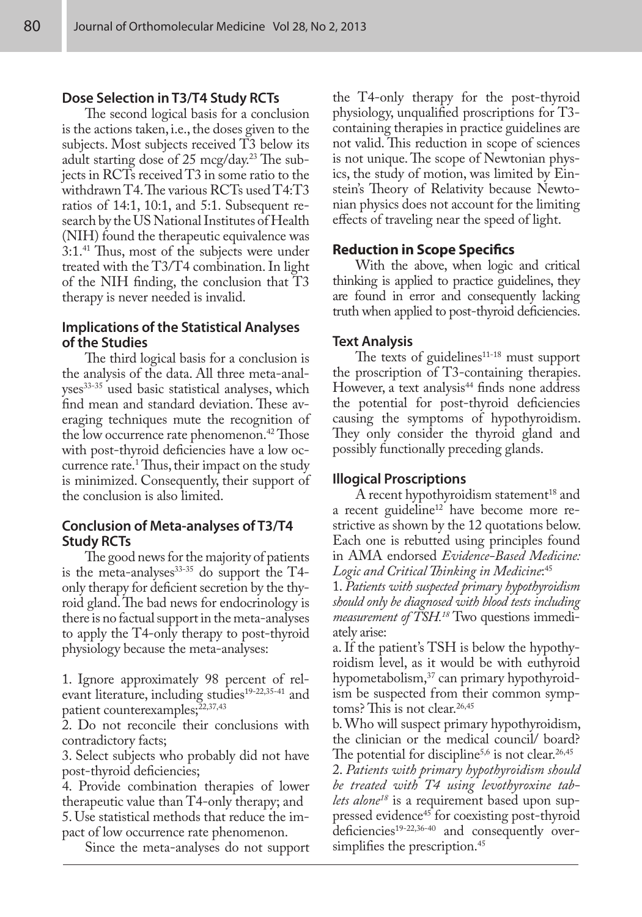### Dose Selection in T3/T4 Study RCTs

The second logical basis for a conclusion is the actions taken, i.e., the doses given to the subjects. Most subjects received T3 below its adult starting dose of 25 mcg/day.[23] The subjects in RCTs received T3 in some ratio to the withdrawn T4. The various RCTs used T4:T3 ratios of 14:1, 10:1, and 5:1. Subsequent research by the US National Institutes of Health (NIH) found the therapeutic equivalence was 3:1.[41] Thus, most of the subjects were under treated with the T3/T4 combination. In light of the NIH finding, the conclusion that T3 therapy is never needed is invalid.

### Implications of the Statistical Analyses of the Studies

The third logical basis for a conclusion is the analysis of the data. All three meta-analyses[33-35] used basic statistical analyses, which find mean and standard deviation. These averaging techniques mute the recognition of the low occurrence rate phenomenon.[42] Those with post-thyroid deficiencies have a low occurrence rate.[1] Thus, their impact on the study is minimized. Consequently, their support of the conclusion is also limited.

### Conclusion of Meta-analyses of T3/T4 Study RCTs

The good news for the majority of patients is the meta-analyses[33-35] do support the T4-only therapy for deficient secretion by the thyroid gland. The bad news for endocrinology is there is no factual support in the meta-analyses to apply the T4-only therapy to post-thyroid physiology because the meta-analyses:

1. Ignore approximately 98 percent of relevant literature, including studies[19-22,35-41] and patient counterexamples;[22,37,43]
2. Do not reconcile their conclusions with contradictory facts;
3. Select subjects who probably did not have post-thyroid deficiencies;
4. Provide combination therapies of lower therapeutic value than T4-only therapy; and
5. Use statistical methods that reduce the impact of low occurrence rate phenomenon.

Since the meta-analyses do not support the T4-only therapy for the post-thyroid physiology, unqualified proscriptions for T3-containing therapies in practice guidelines are not valid. This reduction in scope of sciences is not unique. The scope of Newtonian physics, the study of motion, was limited by Einstein's Theory of Relativity because Newtonian physics does not account for the limiting effects of traveling near the speed of light.

### Reduction in Scope Specifics

With the above, when logic and critical thinking is applied to practice guidelines, they are found in error and consequently lacking truth when applied to post-thyroid deficiencies.

### Text Analysis

The texts of guidelines[11-18] must support the proscription of T3-containing therapies. However, a text analysis[44] finds none address the potential for post-thyroid deficiencies causing the symptoms of hypothyroidism. They only consider the thyroid gland and possibly functionally preceding glands.

### Illogical Proscriptions

A recent hypothyroidism statement[18] and a recent guideline[12] have become more restrictive as shown by the 12 quotations below. Each one is rebutted using principles found in AMA endorsed *Evidence-Based Medicine: Logic and Critical Thinking in Medicine*:[45]

1. *Patients with suspected primary hypothyroidism should only be diagnosed with blood tests including measurement of TSH.*[18] Two questions immediately arise:

a. If the patient's TSH is below the hypothyroidism level, as it would be with euthyroid hypometabolism,[37] can primary hypothyroidism be suspected from their common symptoms? This is not clear.[26,45]

b. Who will suspect primary hypothyroidism, the clinician or the medical council/ board? The potential for discipline[5,6] is not clear.[26,45]

2. *Patients with primary hypothyroidism should be treated with T4 using levothyroxine tablets alone*[18] is a requirement based upon suppressed evidence[45] for coexisting post-thyroid deficiencies[19-22,36-40] and consequently oversimplifies the prescription.[45]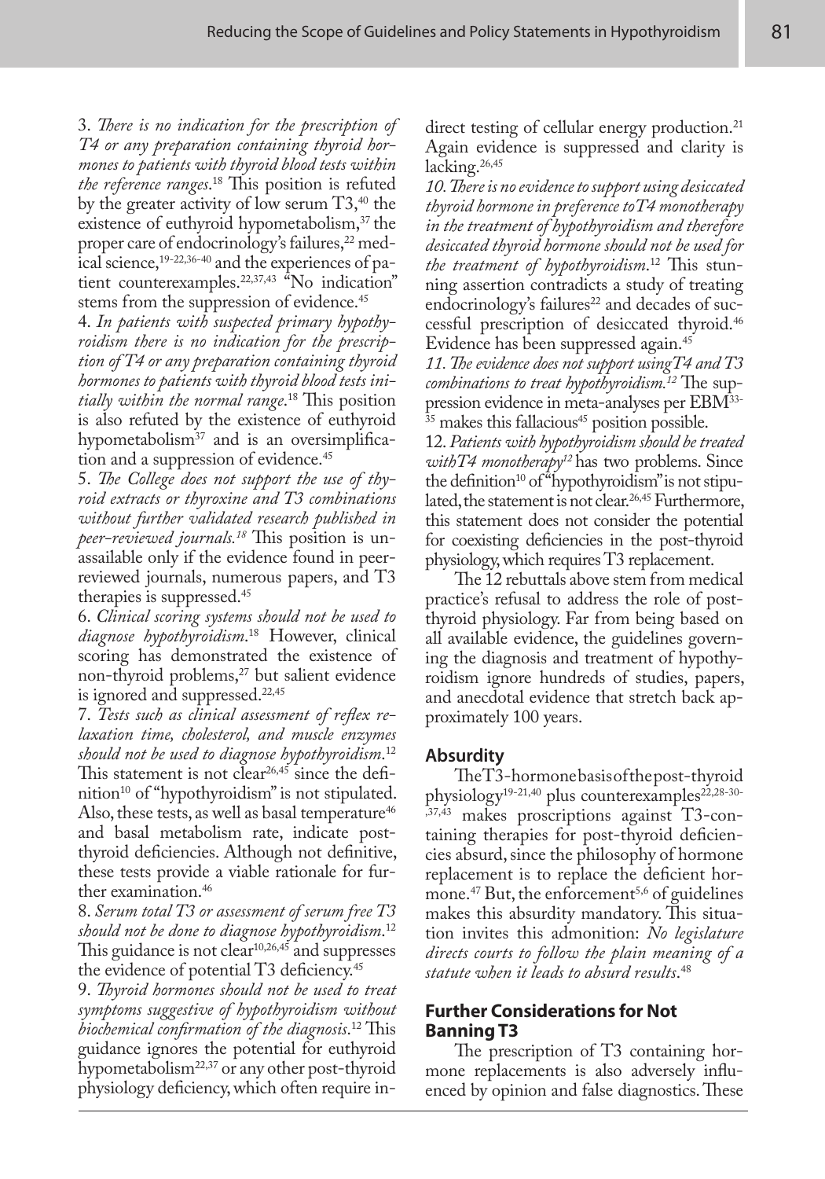3. *There is no indication for the prescription of T4 or any preparation containing thyroid hormones to patients with thyroid blood tests within the reference ranges*.[18] This position is refuted by the greater activity of low serum T3,[40] the existence of euthyroid hypometabolism,[37] the proper care of endocrinology's failures,[22] medical science,[19-22,36-40] and the experiences of patient counterexamples.[22,37,43] "No indication" stems from the suppression of evidence.[45]

4. *In patients with suspected primary hypothyroidism there is no indication for the prescription of T4 or any preparation containing thyroid hormones to patients with thyroid blood tests initially within the normal range*.[18] This position is also refuted by the existence of euthyroid hypometabolism[37] and is an oversimplification and a suppression of evidence.[45]

5. *The College does not support the use of thyroid extracts or thyroxine and T3 combinations without further validated research published in peer-reviewed journals.*[18] This position is unassailable only if the evidence found in peer-reviewed journals, numerous papers, and T3 therapies is suppressed.[45]

6. *Clinical scoring systems should not be used to diagnose hypothyroidism*.[18] However, clinical scoring has demonstrated the existence of non-thyroid problems,[27] but salient evidence is ignored and suppressed.[22,45]

7. *Tests such as clinical assessment of reflex relaxation time, cholesterol, and muscle enzymes should not be used to diagnose hypothyroidism*.[12] This statement is not clear[26,45] since the definition[10] of "hypothyroidism" is not stipulated. Also, these tests, as well as basal temperature[46] and basal metabolism rate, indicate post-thyroid deficiencies. Although not definitive, these tests provide a viable rationale for further examination.[46]

8. *Serum total T3 or assessment of serum free T3 should not be done to diagnose hypothyroidism*.[12] This guidance is not clear[10,26,45] and suppresses the evidence of potential T3 deficiency.[45]

9. *Thyroid hormones should not be used to treat symptoms suggestive of hypothyroidism without biochemical confirmation of the diagnosis*.[12] This guidance ignores the potential for euthyroid hypometabolism[22,37] or any other post-thyroid physiology deficiency, which often require indirect testing of cellular energy production.[21] Again evidence is suppressed and clarity is lacking.[26,45]

10. *There is no evidence to support using desiccated thyroid hormone in preference to T4 monotherapy in the treatment of hypothyroidism and therefore desiccated thyroid hormone should not be used for the treatment of hypothyroidism*.[12] This stunning assertion contradicts a study of treating endocrinology's failures[22] and decades of successful prescription of desiccated thyroid.[46] Evidence has been suppressed again.[45]

11. *The evidence does not support using T4 and T3 combinations to treat hypothyroidism.*[12] The suppression evidence in meta-analyses per EBM[33-35] makes this fallacious[45] position possible.

12. *Patients with hypothyroidism should be treated with T4 monotherapy*[12] has two problems. Since the definition[10] of "hypothyroidism" is not stipulated, the statement is not clear.[26,45] Furthermore, this statement does not consider the potential for coexisting deficiencies in the post-thyroid physiology, which requires T3 replacement.

The 12 rebuttals above stem from medical practice's refusal to address the role of post-thyroid physiology. Far from being based on all available evidence, the guidelines governing the diagnosis and treatment of hypothyroidism ignore hundreds of studies, papers, and anecdotal evidence that stretch back approximately 100 years.

## Absurdity

The T3-hormone basis of the post-thyroid physiology[19-21,40] plus counterexamples[22,28-30-,37,43] makes proscriptions against T3-containing therapies for post-thyroid deficiencies absurd, since the philosophy of hormone replacement is to replace the deficient hormone.[47] But, the enforcement[5,6] of guidelines makes this absurdity mandatory. This situation invites this admonition: *No legislature directs courts to follow the plain meaning of a statute when it leads to absurd results*.[48]

## Further Considerations for Not Banning T3

The prescription of T3 containing hormone replacements is also adversely influenced by opinion and false diagnostics. These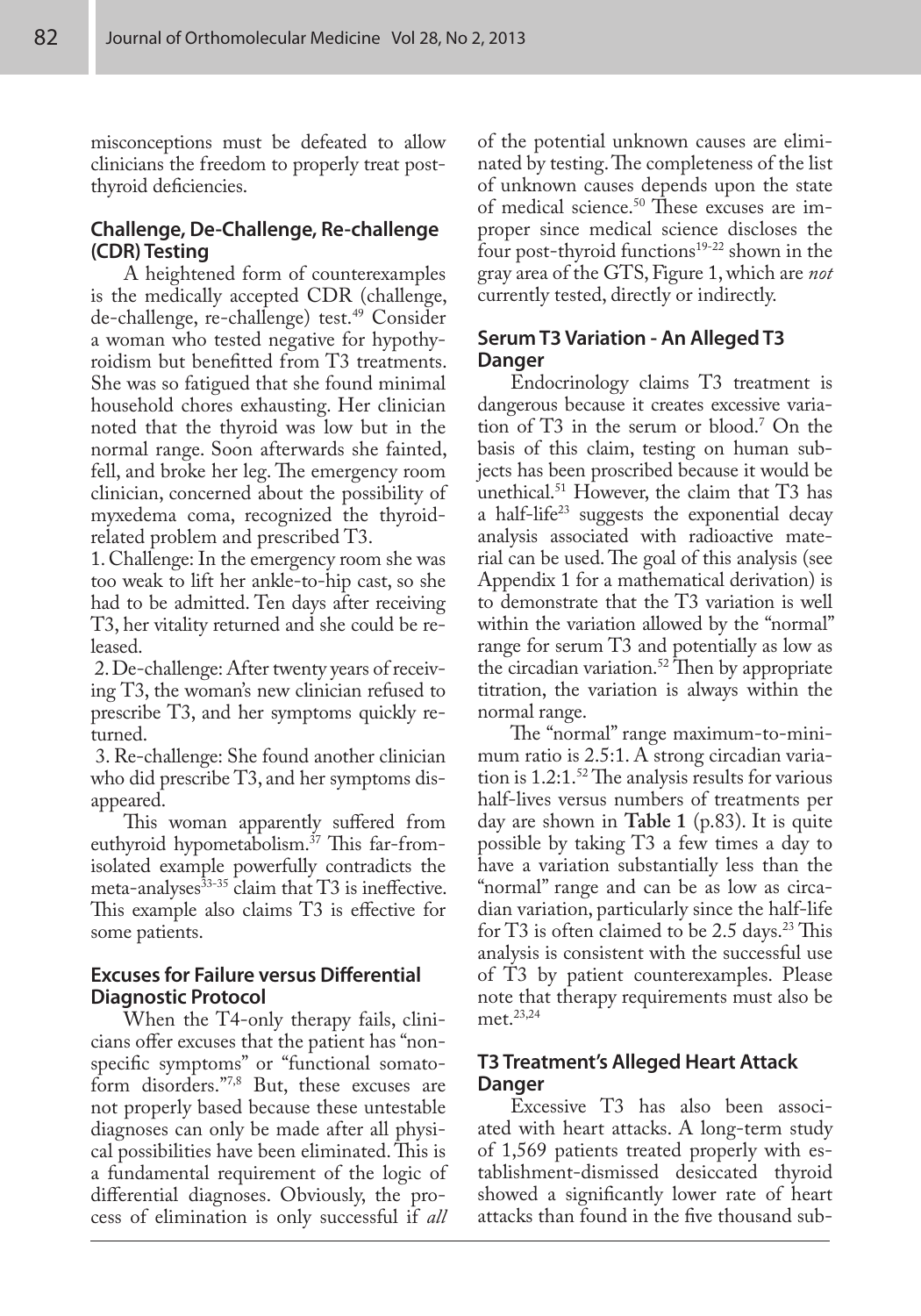misconceptions must be defeated to allow clinicians the freedom to properly treat post-thyroid deficiencies.

### Challenge, De-Challenge, Re-challenge (CDR) Testing

A heightened form of counterexamples is the medically accepted CDR (challenge, de-challenge, re-challenge) test.[49] Consider a woman who tested negative for hypothyroidism but benefitted from T3 treatments. She was so fatigued that she found minimal household chores exhausting. Her clinician noted that the thyroid was low but in the normal range. Soon afterwards she fainted, fell, and broke her leg. The emergency room clinician, concerned about the possibility of myxedema coma, recognized the thyroid-related problem and prescribed T3.

1. Challenge: In the emergency room she was too weak to lift her ankle-to-hip cast, so she had to be admitted. Ten days after receiving T3, her vitality returned and she could be released.
2. De-challenge: After twenty years of receiving T3, the woman's new clinician refused to prescribe T3, and her symptoms quickly returned.
3. Re-challenge: She found another clinician who did prescribe T3, and her symptoms disappeared.

This woman apparently suffered from euthyroid hypometabolism.[37] This far-from-isolated example powerfully contradicts the meta-analyses[33-35] claim that T3 is ineffective. This example also claims T3 is effective for some patients.

### Excuses for Failure versus Differential Diagnostic Protocol

When the T4-only therapy fails, clinicians offer excuses that the patient has "non-specific symptoms" or "functional somatoform disorders."[7,8] But, these excuses are not properly based because these untestable diagnoses can only be made after all physical possibilities have been eliminated. This is a fundamental requirement of the logic of differential diagnoses. Obviously, the process of elimination is only successful if *all* of the potential unknown causes are eliminated by testing. The completeness of the list of unknown causes depends upon the state of medical science.[50] These excuses are improper since medical science discloses the four post-thyroid functions[19-22] shown in the gray area of the GTS, Figure 1, which are *not* currently tested, directly or indirectly.

### Serum T3 Variation - An Alleged T3 Danger

Endocrinology claims T3 treatment is dangerous because it creates excessive variation of T3 in the serum or blood.[7] On the basis of this claim, testing on human subjects has been proscribed because it would be unethical.[51] However, the claim that T3 has a half-life[23] suggests the exponential decay analysis associated with radioactive material can be used. The goal of this analysis (see Appendix 1 for a mathematical derivation) is to demonstrate that the T3 variation is well within the variation allowed by the "normal" range for serum T3 and potentially as low as the circadian variation.[52] Then by appropriate titration, the variation is always within the normal range.

The "normal" range maximum-to-minimum ratio is 2.5:1. A strong circadian variation is 1.2:1.[52] The analysis results for various half-lives versus numbers of treatments per day are shown in **Table 1** (p.83). It is quite possible by taking T3 a few times a day to have a variation substantially less than the "normal" range and can be as low as circadian variation, particularly since the half-life for T3 is often claimed to be 2.5 days.[23] This analysis is consistent with the successful use of T3 by patient counterexamples. Please note that therapy requirements must also be met.[23,24]

### T3 Treatment's Alleged Heart Attack Danger

Excessive T3 has also been associated with heart attacks. A long-term study of 1,569 patients treated properly with establishment-dismissed desiccated thyroid showed a significantly lower rate of heart attacks than found in the five thousand sub-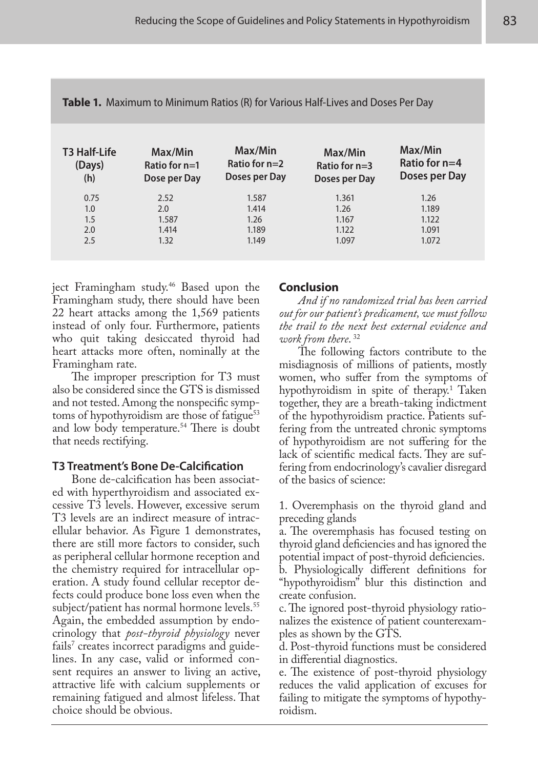**Table 1.** Maximum to Minimum Ratios (R) for Various Half-Lives and Doses Per Day

| T3 Half-Life (Days) (h) | Max/Min Ratio for n=1 Dose per Day | Max/Min Ratio for n=2 Doses per Day | Max/Min Ratio for n=3 Doses per Day | Max/Min Ratio for n=4 Doses per Day |
|---|---|---|---|---|
| 0.75 | 2.52 | 1.587 | 1.361 | 1.26 |
| 1.0 | 2.0 | 1.414 | 1.26 | 1.189 |
| 1.5 | 1.587 | 1.26 | 1.167 | 1.122 |
| 2.0 | 1.414 | 1.189 | 1.122 | 1.091 |
| 2.5 | 1.32 | 1.149 | 1.097 | 1.072 |

ject Framingham study.[46] Based upon the Framingham study, there should have been 22 heart attacks among the 1,569 patients instead of only four. Furthermore, patients who quit taking desiccated thyroid had heart attacks more often, nominally at the Framingham rate.

The improper prescription for T3 must also be considered since the GTS is dismissed and not tested. Among the nonspecific symptoms of hypothyroidism are those of fatigue[53] and low body temperature.[54] There is doubt that needs rectifying.

### T3 Treatment's Bone De-Calcification

Bone de-calcification has been associated with hyperthyroidism and associated excessive T3 levels. However, excessive serum T3 levels are an indirect measure of intracellular behavior. As Figure 1 demonstrates, there are still more factors to consider, such as peripheral cellular hormone reception and the chemistry required for intracellular operation. A study found cellular receptor defects could produce bone loss even when the subject/patient has normal hormone levels.[55] Again, the embedded assumption by endocrinology that *post-thyroid physiology* never fails[7] creates incorrect paradigms and guidelines. In any case, valid or informed consent requires an answer to living an active, attractive life with calcium supplements or remaining fatigued and almost lifeless. That choice should be obvious.

## Conclusion

*And if no randomized trial has been carried out for our patient's predicament, we must follow the trail to the next best external evidence and work from there.* [32]

The following factors contribute to the misdiagnosis of millions of patients, mostly women, who suffer from the symptoms of hypothyroidism in spite of therapy.[1] Taken together, they are a breath-taking indictment of the hypothyroidism practice. Patients suffering from the untreated chronic symptoms of hypothyroidism are not suffering for the lack of scientific medical facts. They are suffering from endocrinology's cavalier disregard of the basics of science:

1. Overemphasis on the thyroid gland and preceding glands
   a. The overemphasis has focused testing on thyroid gland deficiencies and has ignored the potential impact of post-thyroid deficiencies.
   b. Physiologically different definitions for "hypothyroidism" blur this distinction and create confusion.
   c. The ignored post-thyroid physiology rationalizes the existence of patient counterexamples as shown by the GTS.
   d. Post-thyroid functions must be considered in differential diagnostics.
   e. The existence of post-thyroid physiology reduces the valid application of excuses for failing to mitigate the symptoms of hypothyroidism.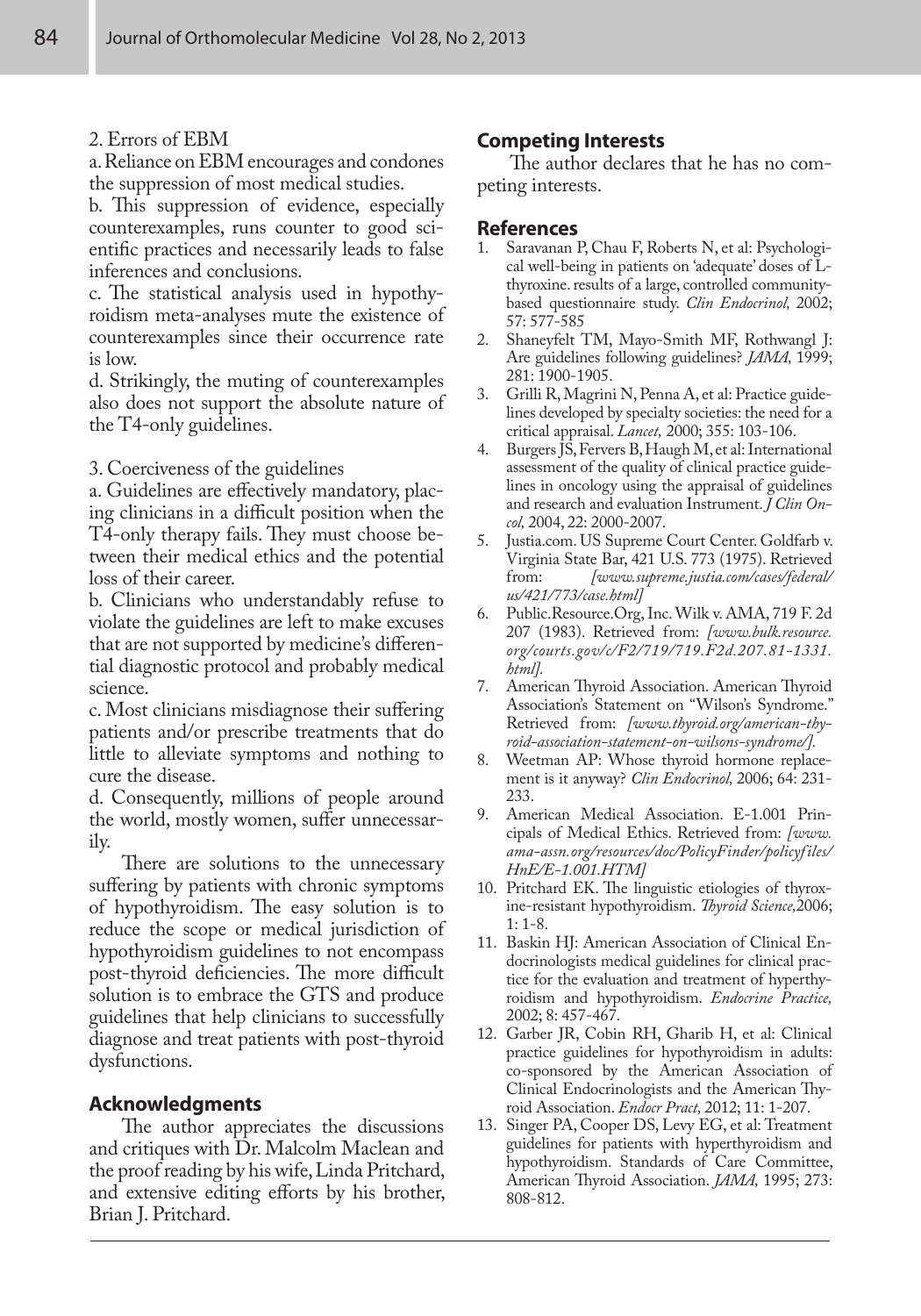2. Errors of EBM

a. Reliance on EBM encourages and condones the suppression of most medical studies.

b. This suppression of evidence, especially counterexamples, runs counter to good scientific practices and necessarily leads to false inferences and conclusions.

c. The statistical analysis used in hypothyroidism meta-analyses mute the existence of counterexamples since their occurrence rate is low.

d. Strikingly, the muting of counterexamples also does not support the absolute nature of the T4-only guidelines.

3. Coerciveness of the guidelines

a. Guidelines are effectively mandatory, placing clinicians in a difficult position when the T4-only therapy fails. They must choose between their medical ethics and the potential loss of their career.

b. Clinicians who understandably refuse to violate the guidelines are left to make excuses that are not supported by medicine's differential diagnostic protocol and probably medical science.

c. Most clinicians misdiagnose their suffering patients and/or prescribe treatments that do little to alleviate symptoms and nothing to cure the disease.

d. Consequently, millions of people around the world, mostly women, suffer unnecessarily.

There are solutions to the unnecessary suffering by patients with chronic symptoms of hypothyroidism. The easy solution is to reduce the scope or medical jurisdiction of hypothyroidism guidelines to not encompass post-thyroid deficiencies. The more difficult solution is to embrace the GTS and produce guidelines that help clinicians to successfully diagnose and treat patients with post-thyroid dysfunctions.

## Acknowledgments

The author appreciates the discussions and critiques with Dr. Malcolm Maclean and the proof reading by his wife, Linda Pritchard, and extensive editing efforts by his brother, Brian J. Pritchard.

## Competing Interests

The author declares that he has no competing interests.

## References

1. Saravanan P, Chau F, Roberts N, et al: Psychological well-being in patients on 'adequate' doses of L-thyroxine. results of a large, controlled community-based questionnaire study. *Clin Endocrinol,* 2002; 57: 577-585
2. Shaneyfelt TM, Mayo-Smith MF, Rothwangl J: Are guidelines following guidelines? *JAMA,* 1999; 281: 1900-1905.
3. Grilli R, Magrini N, Penna A, et al: Practice guidelines developed by specialty societies: the need for a critical appraisal. *Lancet,* 2000; 355: 103-106.
4. Burgers JS, Fervers B, Haugh M, et al: International assessment of the quality of clinical practice guidelines in oncology using the appraisal of guidelines and research and evaluation Instrument. *J Clin Oncol,* 2004, 22: 2000-2007.
5. Justia.com. US Supreme Court Center. Goldfarb v. Virginia State Bar, 421 U.S. 773 (1975). Retrieved from: *[www.supreme.justia.com/cases/federal/us/421/773/case.html]*
6. Public.Resource.Org, Inc. Wilk v. AMA, 719 F. 2d 207 (1983). Retrieved from: *[www.bulk.resource.org/courts.gov/c/F2/719/719.F2d.207.81-1331.html].*
7. American Thyroid Association. American Thyroid Association's Statement on "Wilson's Syndrome." Retrieved from: *[www.thyroid.org/american-thyroid-association-statement-on-wilsons-syndrome/].*
8. Weetman AP: Whose thyroid hormone replacement is it anyway? *Clin Endocrinol,* 2006; 64: 231-233.
9. American Medical Association. E-1.001 Principals of Medical Ethics. Retrieved from: *[www.ama-assn.org/resources/doc/PolicyFinder/policyfiles/HnE/E-1.001.HTM]*
10. Pritchard EK. The linguistic etiologies of thyroxine-resistant hypothyroidism. *Thyroid Science,*2006; 1: 1-8.
11. Baskin HJ: American Association of Clinical Endocrinologists medical guidelines for clinical practice for the evaluation and treatment of hyperthyroidism and hypothyroidism. *Endocrine Practice,* 2002; 8: 457-467.
12. Garber JR, Cobin RH, Gharib H, et al: Clinical practice guidelines for hypothyroidism in adults: co-sponsored by the American Association of Clinical Endocrinologists and the American Thyroid Association. *Endocr Pract,* 2012; 11: 1-207.
13. Singer PA, Cooper DS, Levy EG, et al: Treatment guidelines for patients with hyperthyroidism and hypothyroidism. Standards of Care Committee, American Thyroid Association. *JAMA,* 1995; 273: 808-812.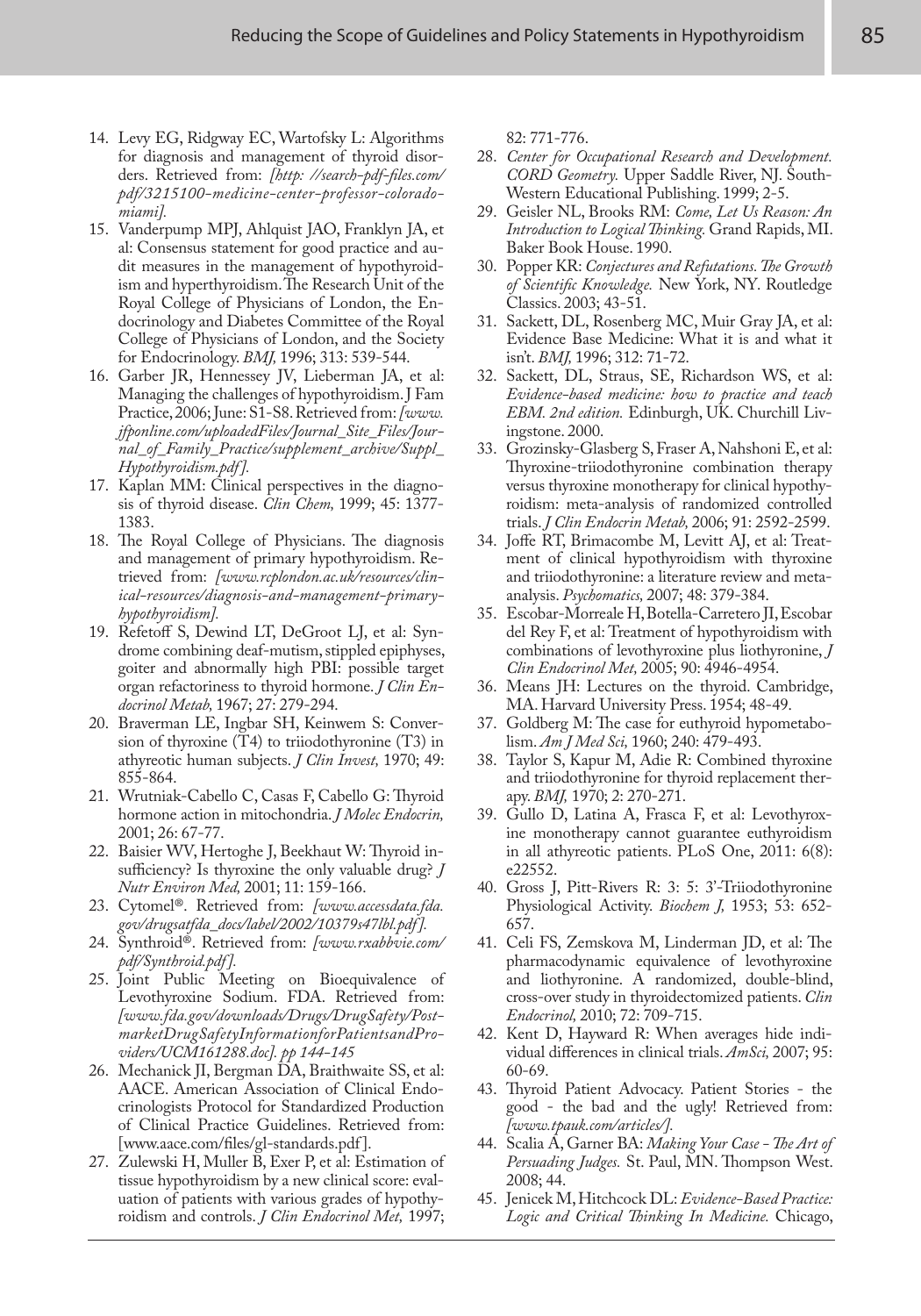14. Levy EG, Ridgway EC, Wartofsky L: Algorithms for diagnosis and management of thyroid disorders. Retrieved from: *[http: //search-pdf-files.com/pdf/3215100-medicine-center-professor-colorado-miami].*
15. Vanderpump MPJ, Ahlquist JAO, Franklyn JA, et al: Consensus statement for good practice and audit measures in the management of hypothyroidism and hyperthyroidism. The Research Unit of the Royal College of Physicians of London, the Endocrinology and Diabetes Committee of the Royal College of Physicians of London, and the Society for Endocrinology. *BMJ,* 1996; 313: 539-544.
16. Garber JR, Hennessey JV, Lieberman JA, et al: Managing the challenges of hypothyroidism. J Fam Practice, 2006; June: S1-S8. Retrieved from: *[www.jfponline.com/uploadedFiles/Journal_Site_Files/Journal_of_Family_Practice/supplement_archive/Suppl_Hypothyroidism.pdf].*
17. Kaplan MM: Clinical perspectives in the diagnosis of thyroid disease. *Clin Chem,* 1999; 45: 1377-1383.
18. The Royal College of Physicians. The diagnosis and management of primary hypothyroidism. Retrieved from: *[www.rcplondon.ac.uk/resources/clinical-resources/diagnosis-and-management-primary-hypothyroidism].*
19. Refetoff S, Dewind LT, DeGroot LJ, et al: Syndrome combining deaf-mutism, stippled epiphyses, goiter and abnormally high PBI: possible target organ refractoriness to thyroid hormone. *J Clin Endocrinol Metab,* 1967; 27: 279-294.
20. Braverman LE, Ingbar SH, Keinwem S: Conversion of thyroxine (T4) to triiodothyronine (T3) in athyreotic human subjects. *J Clin Invest,* 1970; 49: 855-864.
21. Wrutniak-Cabello C, Casas F, Cabello G: Thyroid hormone action in mitochondria. *J Molec Endocrin,* 2001; 26: 67-77.
22. Baisier WV, Hertoghe J, Beekhaut W: Thyroid insufficiency? Is thyroxine the only valuable drug? *J Nutr Environ Med,* 2001; 11: 159-166.
23. Cytomel®. Retrieved from: *[www.accessdata.fda.gov/drugsatfda_docs/label/2002/10379s47lbl.pdf].*
24. Synthroid®. Retrieved from: *[www.rxabbvie.com/pdf/Synthroid.pdf].*
25. Joint Public Meeting on Bioequivalence of Levothyroxine Sodium. FDA. Retrieved from: *[www.fda.gov/downloads/Drugs/DrugSafety/PostmarketDrugSafetyInformationforPatientsandProviders/UCM161288.doc]. pp 144-145*
26. Mechanick JI, Bergman DA, Braithwaite SS, et al: AACE. American Association of Clinical Endocrinologists Protocol for Standardized Production of Clinical Practice Guidelines. Retrieved from: [www.aace.com/files/gl-standards.pdf].
27. Zulewski H, Muller B, Exer P, et al: Estimation of tissue hypothyroidism by a new clinical score: evaluation of patients with various grades of hypothyroidism and controls. *J Clin Endocrinol Met,* 1997; 82: 771-776.
28. *Center for Occupational Research and Development. CORD Geometry.* Upper Saddle River, NJ. South-Western Educational Publishing. 1999; 2-5.
29. Geisler NL, Brooks RM: *Come, Let Us Reason: An Introduction to Logical Thinking.* Grand Rapids, MI. Baker Book House. 1990.
30. Popper KR: *Conjectures and Refutations. The Growth of Scientific Knowledge.* New York, NY. Routledge Classics. 2003; 43-51.
31. Sackett, DL, Rosenberg MC, Muir Gray JA, et al: Evidence Base Medicine: What it is and what it isn't. *BMJ,* 1996; 312: 71-72.
32. Sackett, DL, Straus, SE, Richardson WS, et al: *Evidence-based medicine: how to practice and teach EBM. 2nd edition.* Edinburgh, UK. Churchill Livingstone. 2000.
33. Grozinsky-Glasberg S, Fraser A, Nahshoni E, et al: Thyroxine-triiodothyronine combination therapy versus thyroxine monotherapy for clinical hypothyroidism: meta-analysis of randomized controlled trials. *J Clin Endocrin Metab,* 2006; 91: 2592-2599.
34. Joffe RT, Brimacombe M, Levitt AJ, et al: Treatment of clinical hypothyroidism with thyroxine and triiodothyronine: a literature review and meta-analysis. *Psychomatics,* 2007; 48: 379-384.
35. Escobar-Morreale H, Botella-Carretero JI, Escobar del Rey F, et al: Treatment of hypothyroidism with combinations of levothyroxine plus liothyronine, *J Clin Endocrinol Met,* 2005; 90: 4946-4954.
36. Means JH: Lectures on the thyroid. Cambridge, MA. Harvard University Press. 1954; 48-49.
37. Goldberg M: The case for euthyroid hypometabolism. *Am J Med Sci,* 1960; 240: 479-493.
38. Taylor S, Kapur M, Adie R: Combined thyroxine and triiodothyronine for thyroid replacement therapy. *BMJ,* 1970; 2: 270-271.
39. Gullo D, Latina A, Frasca F, et al: Levothyroxine monotherapy cannot guarantee euthyroidism in all athyreotic patients. PLoS One, 2011: 6(8): e22552.
40. Gross J, Pitt-Rivers R: 3: 5: 3'-Triiodothyronine Physiological Activity. *Biochem J,* 1953; 53: 652-657.
41. Celi FS, Zemskova M, Linderman JD, et al: The pharmacodynamic equivalence of levothyroxine and liothyronine. A randomized, double-blind, cross-over study in thyroidectomized patients. *Clin Endocrinol,* 2010; 72: 709-715.
42. Kent D, Hayward R: When averages hide individual differences in clinical trials. *AmSci,* 2007; 95: 60-69.
43. Thyroid Patient Advocacy. Patient Stories - the good - the bad and the ugly! Retrieved from: *[www.tpauk.com/articles/].*
44. Scalia A, Garner BA: *Making Your Case - The Art of Persuading Judges.* St. Paul, MN. Thompson West. 2008; 44.
45. Jenicek M, Hitchcock DL: *Evidence-Based Practice: Logic and Critical Thinking In Medicine.* Chicago,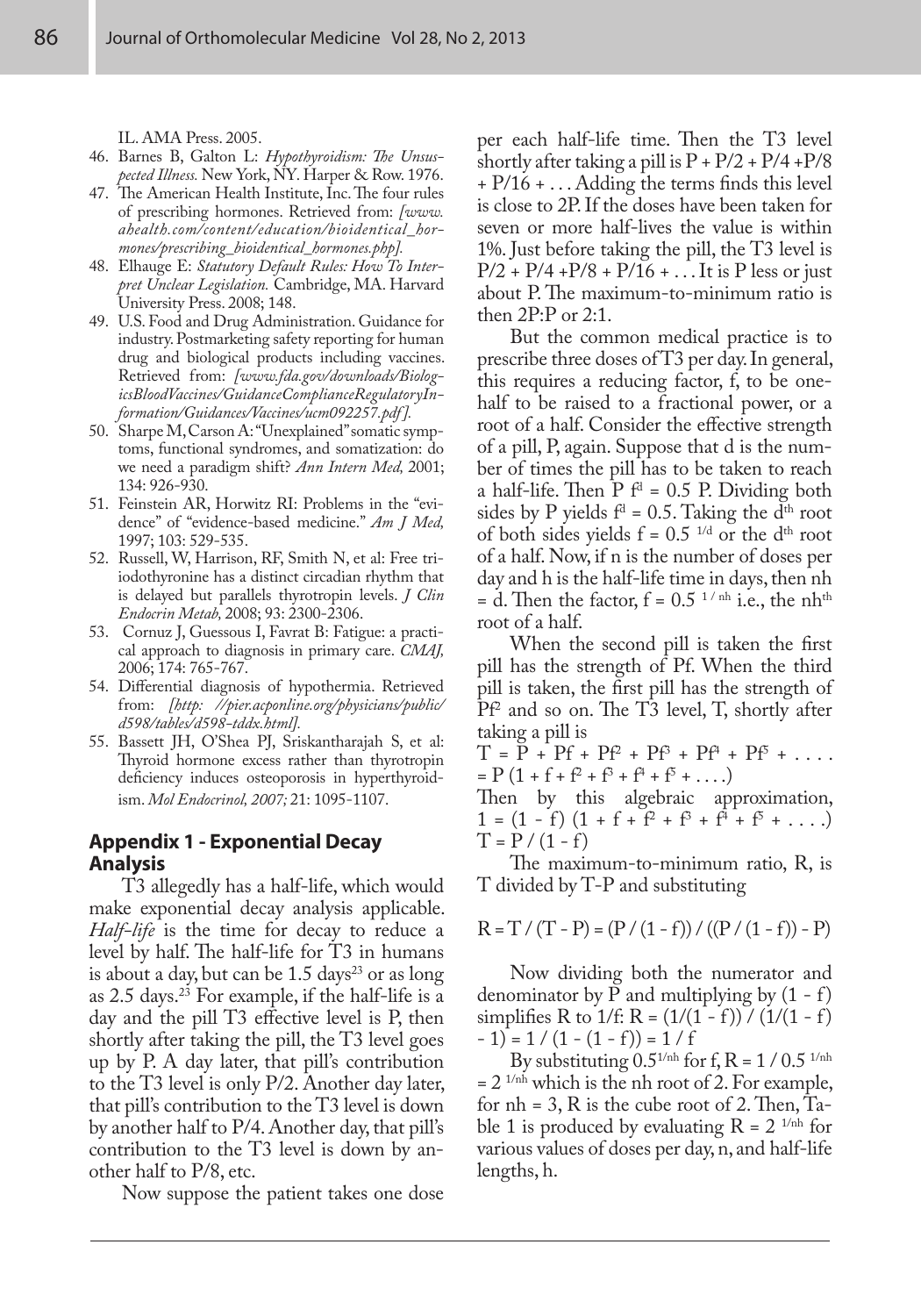IL. AMA Press. 2005.

46. Barnes B, Galton L: *Hypothyroidism: The Unsuspected Illness.* New York, NY. Harper & Row. 1976.
47. The American Health Institute, Inc. The four rules of prescribing hormones. Retrieved from: *[www.ahealth.com/content/education/bioidentical_hormones/prescribing_bioidentical_hormones.php].*
48. Elhauge E: *Statutory Default Rules: How To Interpret Unclear Legislation.* Cambridge, MA. Harvard University Press. 2008; 148.
49. U.S. Food and Drug Administration. Guidance for industry. Postmarketing safety reporting for human drug and biological products including vaccines. Retrieved from: *[www.fda.gov/downloads/BiologicsBloodVaccines/GuidanceComplianceRegulatoryInformation/Guidances/Vaccines/ucm092257.pdf].*
50. Sharpe M, Carson A: "Unexplained" somatic symptoms, functional syndromes, and somatization: do we need a paradigm shift? *Ann Intern Med,* 2001; 134: 926-930.
51. Feinstein AR, Horwitz RI: Problems in the "evidence" of "evidence-based medicine." *Am J Med,* 1997; 103: 529-535.
52. Russell, W, Harrison, RF, Smith N, et al: Free triiodothyronine has a distinct circadian rhythm that is delayed but parallels thyrotropin levels. *J Clin Endocrin Metab,* 2008; 93: 2300-2306.
53. Cornuz J, Guessous I, Favrat B: Fatigue: a practical approach to diagnosis in primary care. *CMAJ,* 2006; 174: 765-767.
54. Differential diagnosis of hypothermia. Retrieved from: *[http: //pier.acponline.org/physicians/public/d598/tables/d598-tddx.html].*
55. Bassett JH, O'Shea PJ, Sriskantharajah S, et al: Thyroid hormone excess rather than thyrotropin deficiency induces osteoporosis in hyperthyroidism. *Mol Endocrinol, 2007;* 21: 1095-1107.

## Appendix 1 - Exponential Decay Analysis

T3 allegedly has a half-life, which would make exponential decay analysis applicable. *Half-life* is the time for decay to reduce a level by half. The half-life for T3 in humans is about a day, but can be 1.5 days[23] or as long as 2.5 days.[23] For example, if the half-life is a day and the pill T3 effective level is P, then shortly after taking the pill, the T3 level goes up by P. A day later, that pill's contribution to the T3 level is only P/2. Another day later, that pill's contribution to the T3 level is down by another half to P/4. Another day, that pill's contribution to the T3 level is down by another half to P/8, etc.

Now suppose the patient takes one dose per each half-life time. Then the T3 level shortly after taking a pill is $P + P/2 + P/4 + P/8 + P/16 + \ldots$ Adding the terms finds this level is close to 2P. If the doses have been taken for seven or more half-lives the value is within 1%. Just before taking the pill, the T3 level is $P/2 + P/4 + P/8 + P/16 + \ldots$ It is P less or just about P. The maximum-to-minimum ratio is then 2P:P or 2:1.

But the common medical practice is to prescribe three doses of T3 per day. In general, this requires a reducing factor, f, to be one-half to be raised to a fractional power, or a root of a half. Consider the effective strength of a pill, P, again. Suppose that d is the number of times the pill has to be taken to reach a half-life. Then $P f^d = 0.5 P$. Dividing both sides by P yields $f^d = 0.5$. Taking the $d^{th}$ root of both sides yields $f = 0.5^{1/d}$ or the $d^{th}$ root of a half. Now, if n is the number of doses per day and h is the half-life time in days, then $nh = d$. Then the factor, $f = 0.5^{1/nh}$ i.e., the $nh^{th}$ root of a half.

When the second pill is taken the first pill has the strength of Pf. When the third pill is taken, the first pill has the strength of $Pf^2$ and so on. The T3 level, T, shortly after taking a pill is

$$T = P + Pf + Pf^2 + Pf^3 + Pf^4 + Pf^5 + \ldots = P\,(1 + f + f^2 + f^3 + f^4 + f^5 + \ldots)$$

Then by this algebraic approximation,

$$1 = (1 - f)\,(1 + f + f^2 + f^3 + f^4 + f^5 + \ldots)$$

$$T = P / (1 - f)$$

The maximum-to-minimum ratio, R, is T divided by T-P and substituting

$$R = T / (T - P) = (P / (1 - f)) / ((P / (1 - f)) - P)$$

Now dividing both the numerator and denominator by P and multiplying by $(1 - f)$ simplifies R to 1/f: $R = (1/(1 - f)) / (1/(1 - f) - 1) = 1 / (1 - (1 - f)) = 1 / f$

By substituting $0.5^{1/nh}$ for f, $R = 1 / 0.5^{1/nh} = 2^{1/nh}$ which is the nh root of 2. For example, for $nh = 3$, R is the cube root of 2. Then, Table 1 is produced by evaluating $R = 2^{1/nh}$ for various values of doses per day, n, and half-life lengths, h.